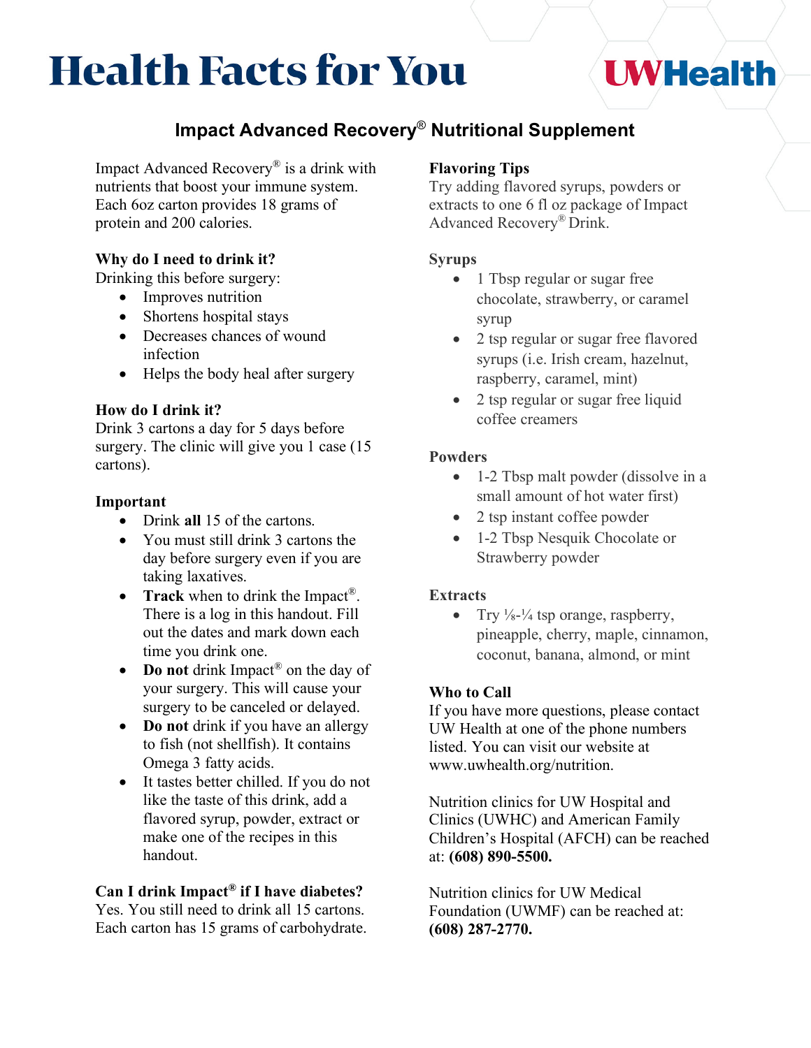# Health Facts for You

UWHealth

## Impact Advanced Recovery® Nutritional Supplement

Impact Advanced Recovery® is a drink with nutrients that boost your immune system. Each 6oz carton provides 18 grams of protein and 200 calories.

### Why do I need to drink it?

Drinking this before surgery:

- Improves nutrition
- Shortens hospital stays
- Decreases chances of wound infection
- Helps the body heal after surgery

### How do I drink it?

Drink 3 cartons a day for 5 days before surgery. The clinic will give you 1 case (15 cartons).

### Important

- Drink **all** 15 of the cartons.
- You must still drink 3 cartons the day before surgery even if you are taking laxatives.
- **Track** when to drink the Impact®. There is a log in this handout. Fill out the dates and mark down each time you drink one.
- **Do not** drink Impact® on the day of your surgery. This will cause your surgery to be canceled or delayed.
- **Do not** drink if you have an allergy to fish (not shellfish). It contains Omega 3 fatty acids.
- It tastes better chilled. If you do not like the taste of this drink, add a flavored syrup, powder, extract or make one of the recipes in this handout.

### Can I drink Impact® if I have diabetes?

Yes. You still need to drink all 15 cartons. Each carton has 15 grams of carbohydrate.

### Flavoring Tips

Try adding flavored syrups, powders or extracts to one 6 fl oz package of Impact Advanced Recovery® Drink.

### Syrups

- 1 Tbsp regular or sugar free chocolate, strawberry, or caramel syrup
- 2 tsp regular or sugar free flavored syrups (i.e. Irish cream, hazelnut, raspberry, caramel, mint)
- 2 tsp regular or sugar free liquid coffee creamers

### Powders

- 1-2 Tbsp malt powder (dissolve in a small amount of hot water first)
- 2 tsp instant coffee powder
- 1-2 Tbsp Nesquik Chocolate or Strawberry powder

### Extracts

- Try ⅛-¼ tsp orange, raspberry, pineapple, cherry, maple, cinnamon, coconut, banana, almond, or mint

### Who to Call

If you have more questions, please contact UW Health at one of the phone numbers listed. You can visit our website at www.uwhealth.org/nutrition.

Nutrition clinics for UW Hospital and Clinics (UWHC) and American Family Children's Hospital (AFCH) can be reached at: **(608) 890-5500.**

Nutrition clinics for UW Medical Foundation (UWMF) can be reached at: **(608) 287-2770.**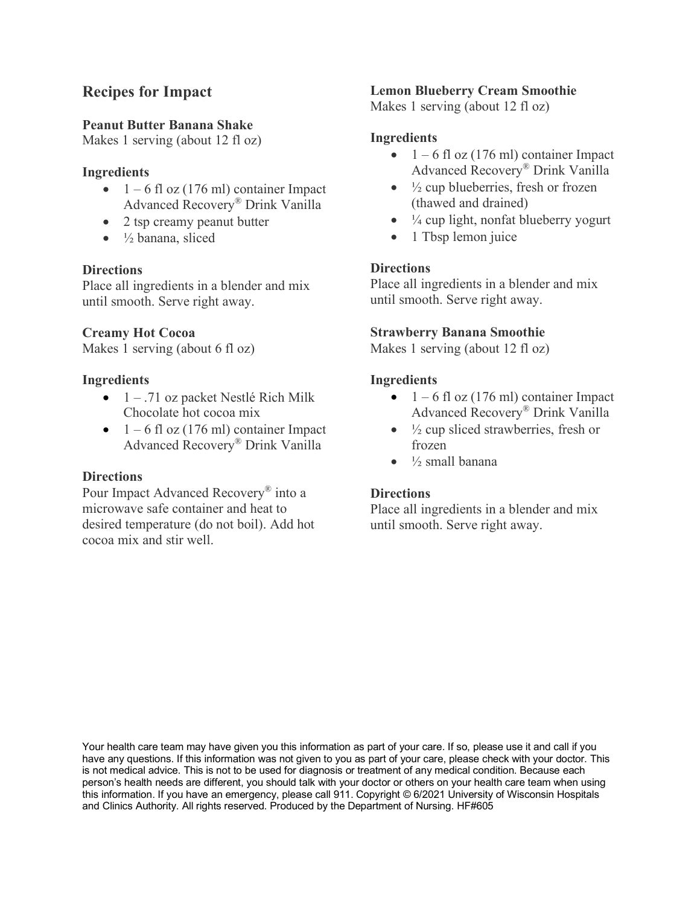## Recipes for Impact

### Peanut Butter Banana Shake

Makes 1 serving (about 12 fl oz)

#### Ingredients

- 1 – 6 fl oz (176 ml) container Impact Advanced Recovery® Drink Vanilla
- 2 tsp creamy peanut butter
- ½ banana, sliced

#### Directions

Place all ingredients in a blender and mix until smooth. Serve right away.

### Creamy Hot Cocoa

Makes 1 serving (about 6 fl oz)

#### Ingredients

- 1 – .71 oz packet Nestlé Rich Milk Chocolate hot cocoa mix
- 1 – 6 fl oz (176 ml) container Impact Advanced Recovery® Drink Vanilla

#### Directions

Pour Impact Advanced Recovery® into a microwave safe container and heat to desired temperature (do not boil). Add hot cocoa mix and stir well.

### Lemon Blueberry Cream Smoothie

Makes 1 serving (about 12 fl oz)

#### Ingredients

- 1 – 6 fl oz (176 ml) container Impact Advanced Recovery® Drink Vanilla
- ½ cup blueberries, fresh or frozen (thawed and drained)
- ¼ cup light, nonfat blueberry yogurt
- 1 Tbsp lemon juice

#### Directions

Place all ingredients in a blender and mix until smooth. Serve right away.

### Strawberry Banana Smoothie

Makes 1 serving (about 12 fl oz)

#### Ingredients

- 1 – 6 fl oz (176 ml) container Impact Advanced Recovery® Drink Vanilla
- ½ cup sliced strawberries, fresh or frozen
- ½ small banana

#### Directions

Place all ingredients in a blender and mix until smooth. Serve right away.

Your health care team may have given you this information as part of your care. If so, please use it and call if you have any questions. If this information was not given to you as part of your care, please check with your doctor. This is not medical advice. This is not to be used for diagnosis or treatment of any medical condition. Because each person's health needs are different, you should talk with your doctor or others on your health care team when using this information. If you have an emergency, please call 911. Copyright © 6/2021 University of Wisconsin Hospitals and Clinics Authority. All rights reserved. Produced by the Department of Nursing. HF#605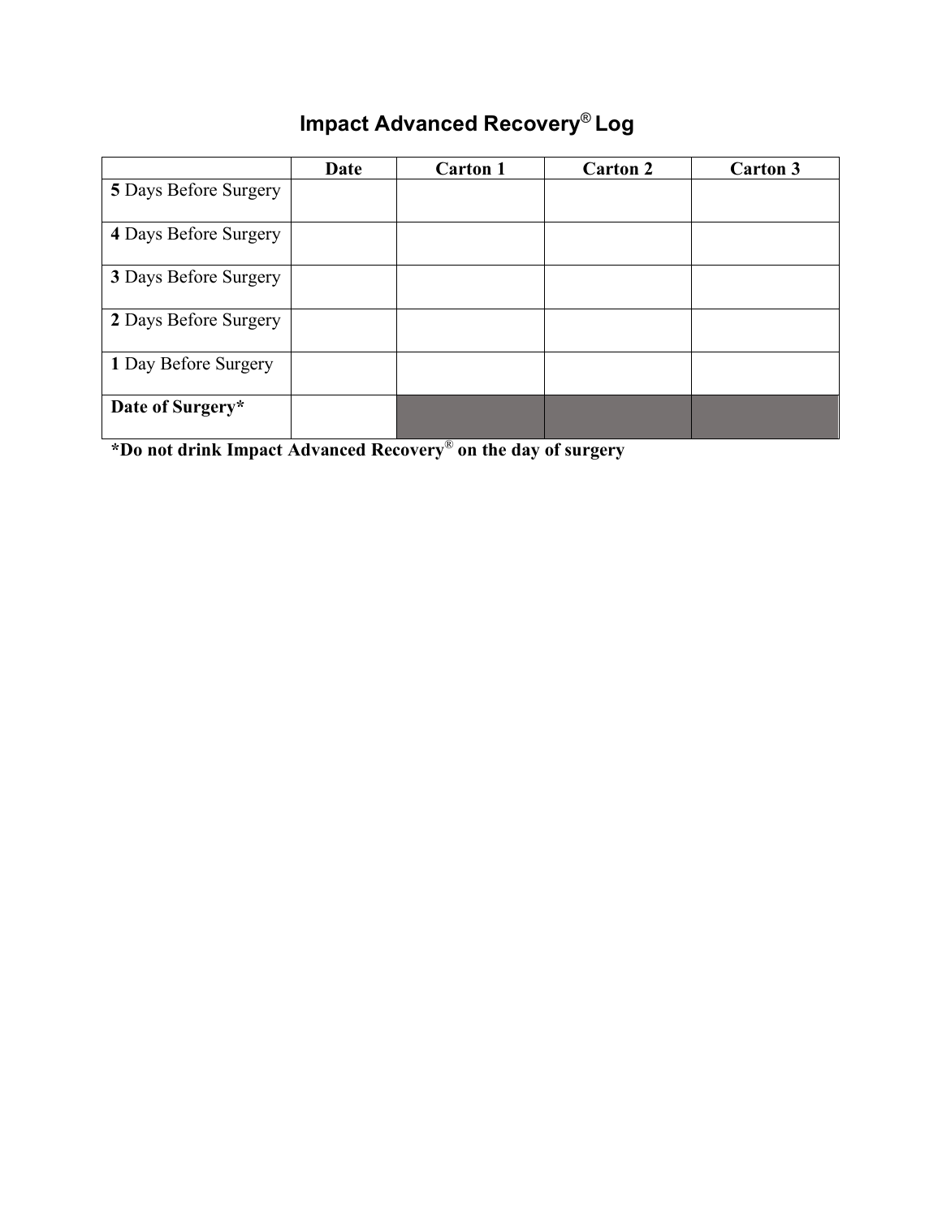# Impact Advanced Recovery® Log

| | Date | Carton 1 | Carton 2 | Carton 3 |
|---|---|---|---|---|
| **5** Days Before Surgery | | | | |
| **4** Days Before Surgery | | | | |
| **3** Days Before Surgery | | | | |
| **2** Days Before Surgery | | | | |
| **1** Day Before Surgery | | | | |
| **Date of Surgery*** | | | | |

**\*Do not drink Impact Advanced Recovery® on the day of surgery**